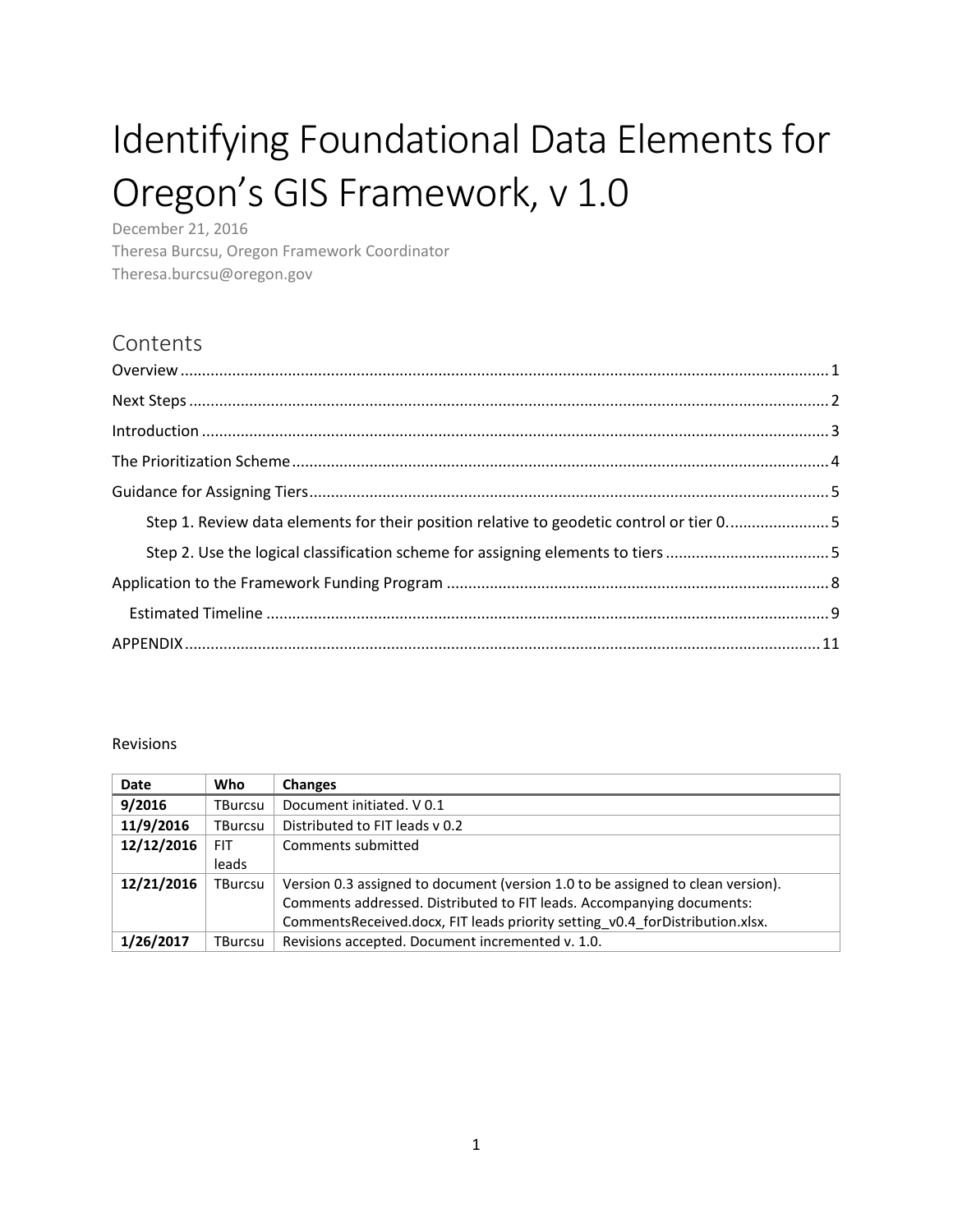# Identifying Foundational Data Elements for Oregon's GIS Framework, v 1.0

December 21, 2016
Theresa Burcsu, Oregon Framework Coordinator
Theresa.burcsu@oregon.gov

## Contents

Overview ... 1
Next Steps ... 2
Introduction ... 3
The Prioritization Scheme ... 4
Guidance for Assigning Tiers ... 5
  Step 1. Review data elements for their position relative to geodetic control or tier 0. ... 5
  Step 2. Use the logical classification scheme for assigning elements to tiers ... 5
Application to the Framework Funding Program ... 8
  Estimated Timeline ... 9
APPENDIX ... 11

Revisions

| Date | Who | Changes |
|---|---|---|
| **9/2016** | TBurcsu | Document initiated. V 0.1 |
| **11/9/2016** | TBurcsu | Distributed to FIT leads v 0.2 |
| **12/12/2016** | FIT leads | Comments submitted |
| **12/21/2016** | TBurcsu | Version 0.3 assigned to document (version 1.0 to be assigned to clean version). Comments addressed. Distributed to FIT leads. Accompanying documents: CommentsReceived.docx, FIT leads priority setting_v0.4_forDistribution.xlsx. |
| **1/26/2017** | TBurcsu | Revisions accepted. Document incremented v. 1.0. |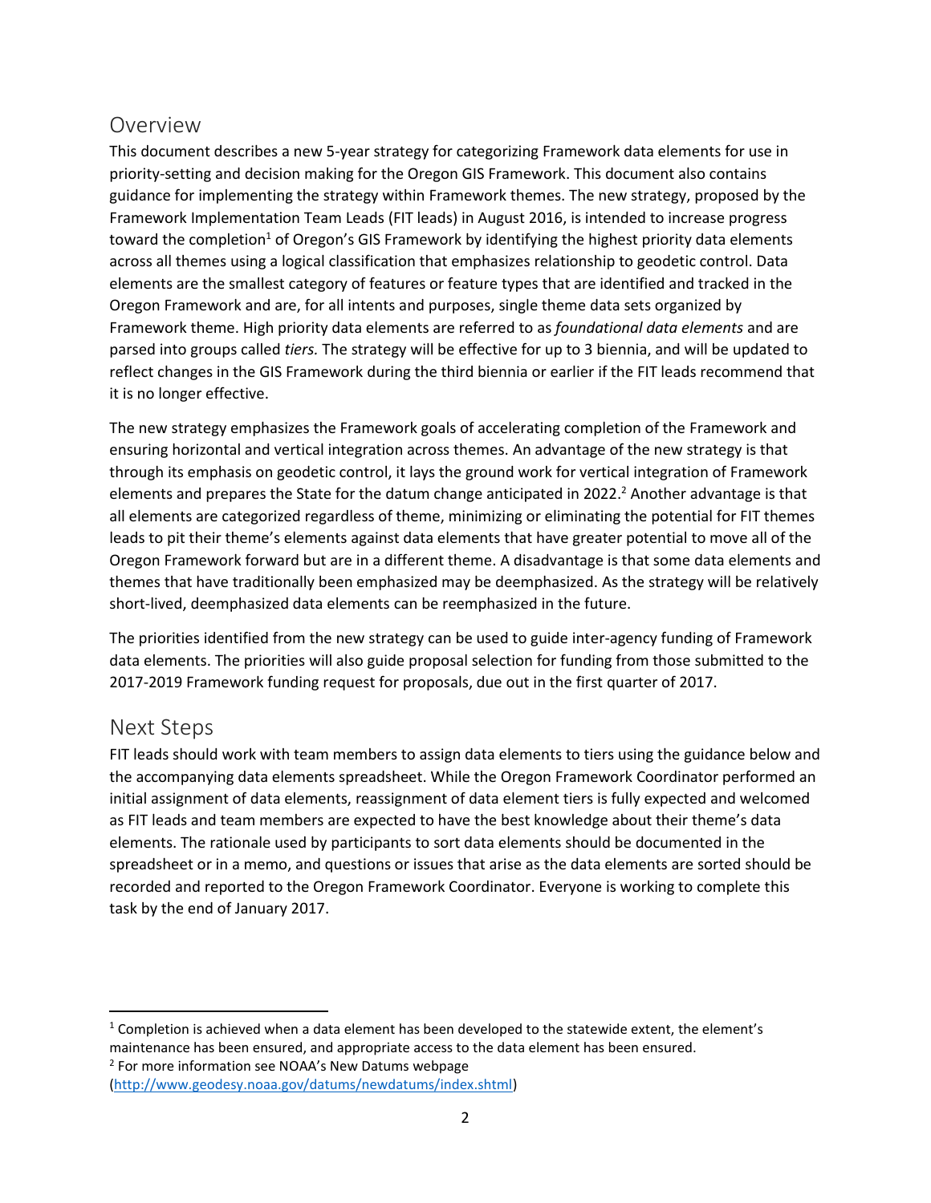## Overview

This document describes a new 5-year strategy for categorizing Framework data elements for use in priority-setting and decision making for the Oregon GIS Framework. This document also contains guidance for implementing the strategy within Framework themes. The new strategy, proposed by the Framework Implementation Team Leads (FIT leads) in August 2016, is intended to increase progress toward the completion[1] of Oregon's GIS Framework by identifying the highest priority data elements across all themes using a logical classification that emphasizes relationship to geodetic control. Data elements are the smallest category of features or feature types that are identified and tracked in the Oregon Framework and are, for all intents and purposes, single theme data sets organized by Framework theme. High priority data elements are referred to as *foundational data elements* and are parsed into groups called *tiers.* The strategy will be effective for up to 3 biennia, and will be updated to reflect changes in the GIS Framework during the third biennia or earlier if the FIT leads recommend that it is no longer effective.

The new strategy emphasizes the Framework goals of accelerating completion of the Framework and ensuring horizontal and vertical integration across themes. An advantage of the new strategy is that through its emphasis on geodetic control, it lays the ground work for vertical integration of Framework elements and prepares the State for the datum change anticipated in 2022.[2] Another advantage is that all elements are categorized regardless of theme, minimizing or eliminating the potential for FIT themes leads to pit their theme's elements against data elements that have greater potential to move all of the Oregon Framework forward but are in a different theme. A disadvantage is that some data elements and themes that have traditionally been emphasized may be deemphasized. As the strategy will be relatively short-lived, deemphasized data elements can be reemphasized in the future.

The priorities identified from the new strategy can be used to guide inter-agency funding of Framework data elements. The priorities will also guide proposal selection for funding from those submitted to the 2017-2019 Framework funding request for proposals, due out in the first quarter of 2017.

## Next Steps

FIT leads should work with team members to assign data elements to tiers using the guidance below and the accompanying data elements spreadsheet. While the Oregon Framework Coordinator performed an initial assignment of data elements, reassignment of data element tiers is fully expected and welcomed as FIT leads and team members are expected to have the best knowledge about their theme's data elements. The rationale used by participants to sort data elements should be documented in the spreadsheet or in a memo, and questions or issues that arise as the data elements are sorted should be recorded and reported to the Oregon Framework Coordinator. Everyone is working to complete this task by the end of January 2017.

---

[1] Completion is achieved when a data element has been developed to the statewide extent, the element's maintenance has been ensured, and appropriate access to the data element has been ensured.

[2] For more information see NOAA's New Datums webpage (http://www.geodesy.noaa.gov/datums/newdatums/index.shtml)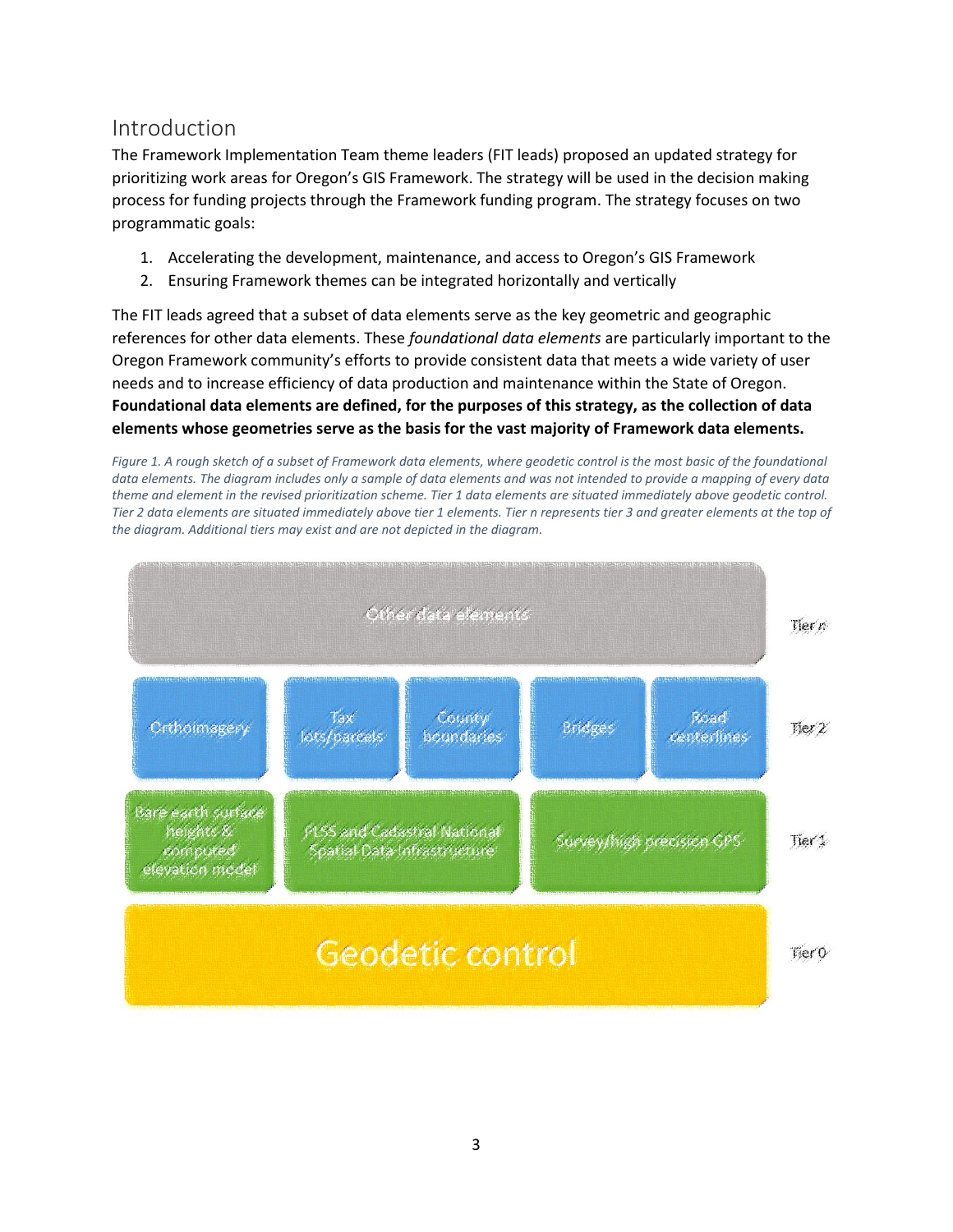## Introduction

The Framework Implementation Team theme leaders (FIT leads) proposed an updated strategy for prioritizing work areas for Oregon's GIS Framework. The strategy will be used in the decision making process for funding projects through the Framework funding program. The strategy focuses on two programmatic goals:

1. Accelerating the development, maintenance, and access to Oregon's GIS Framework
2. Ensuring Framework themes can be integrated horizontally and vertically

The FIT leads agreed that a subset of data elements serve as the key geometric and geographic references for other data elements. These *foundational data elements* are particularly important to the Oregon Framework community's efforts to provide consistent data that meets a wide variety of user needs and to increase efficiency of data production and maintenance within the State of Oregon. **Foundational data elements are defined, for the purposes of this strategy, as the collection of data elements whose geometries serve as the basis for the vast majority of Framework data elements.**

*Figure 1. A rough sketch of a subset of Framework data elements, where geodetic control is the most basic of the foundational data elements. The diagram includes only a sample of data elements and was not intended to provide a mapping of every data theme and element in the revised prioritization scheme. Tier 1 data elements are situated immediately above geodetic control. Tier 2 data elements are situated immediately above tier 1 elements. Tier n represents tier 3 and greater elements at the top of the diagram. Additional tiers may exist and are not depicted in the diagram.*

| Tier | Data elements |
| --- | --- |
| Tier n | Other data elements |
| Tier 2 | Orthoimagery; Tax lots/parcels; County boundaries; Bridges; Road centerlines |
| Tier 1 | Bare earth surface heights & computed elevation model; PLSS and Cadastral National Spatial Data Infrastructure; Survey/high precision GPS |
| Tier 0 | Geodetic control |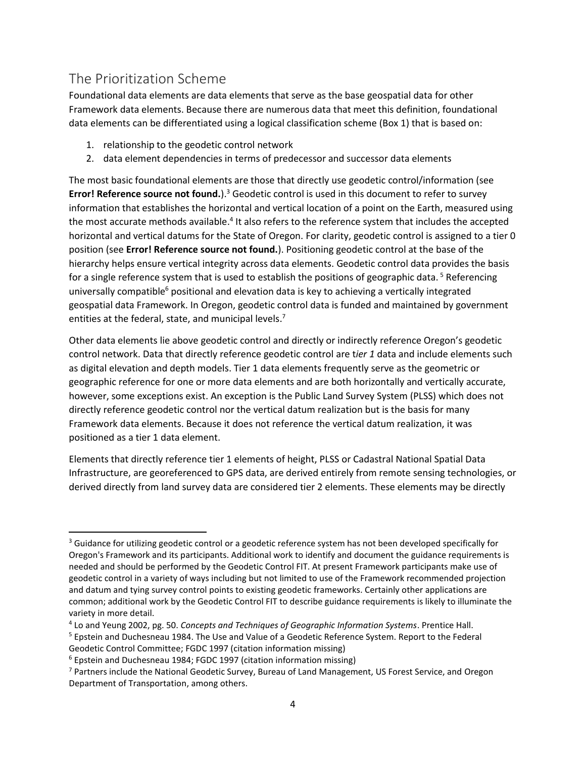## The Prioritization Scheme

Foundational data elements are data elements that serve as the base geospatial data for other Framework data elements. Because there are numerous data that meet this definition, foundational data elements can be differentiated using a logical classification scheme (Box 1) that is based on:

1. relationship to the geodetic control network
2. data element dependencies in terms of predecessor and successor data elements

The most basic foundational elements are those that directly use geodetic control/information (see **Error! Reference source not found.**).[3] Geodetic control is used in this document to refer to survey information that establishes the horizontal and vertical location of a point on the Earth, measured using the most accurate methods available.[4] It also refers to the reference system that includes the accepted horizontal and vertical datums for the State of Oregon. For clarity, geodetic control is assigned to a tier 0 position (see **Error! Reference source not found.**). Positioning geodetic control at the base of the hierarchy helps ensure vertical integrity across data elements. Geodetic control data provides the basis for a single reference system that is used to establish the positions of geographic data.[5] Referencing universally compatible[6] positional and elevation data is key to achieving a vertically integrated geospatial data Framework. In Oregon, geodetic control data is funded and maintained by government entities at the federal, state, and municipal levels.[7]

Other data elements lie above geodetic control and directly or indirectly reference Oregon's geodetic control network. Data that directly reference geodetic control are t*ier 1* data and include elements such as digital elevation and depth models. Tier 1 data elements frequently serve as the geometric or geographic reference for one or more data elements and are both horizontally and vertically accurate, however, some exceptions exist. An exception is the Public Land Survey System (PLSS) which does not directly reference geodetic control nor the vertical datum realization but is the basis for many Framework data elements. Because it does not reference the vertical datum realization, it was positioned as a tier 1 data element.

Elements that directly reference tier 1 elements of height, PLSS or Cadastral National Spatial Data Infrastructure, are georeferenced to GPS data, are derived entirely from remote sensing technologies, or derived directly from land survey data are considered tier 2 elements. These elements may be directly

---

[3] Guidance for utilizing geodetic control or a geodetic reference system has not been developed specifically for Oregon's Framework and its participants. Additional work to identify and document the guidance requirements is needed and should be performed by the Geodetic Control FIT. At present Framework participants make use of geodetic control in a variety of ways including but not limited to use of the Framework recommended projection and datum and tying survey control points to existing geodetic frameworks. Certainly other applications are common; additional work by the Geodetic Control FIT to describe guidance requirements is likely to illuminate the variety in more detail.

[4] Lo and Yeung 2002, pg. 50. *Concepts and Techniques of Geographic Information Systems*. Prentice Hall.

[5] Epstein and Duchesneau 1984. The Use and Value of a Geodetic Reference System. Report to the Federal Geodetic Control Committee; FGDC 1997 (citation information missing)

[6] Epstein and Duchesneau 1984; FGDC 1997 (citation information missing)

[7] Partners include the National Geodetic Survey, Bureau of Land Management, US Forest Service, and Oregon Department of Transportation, among others.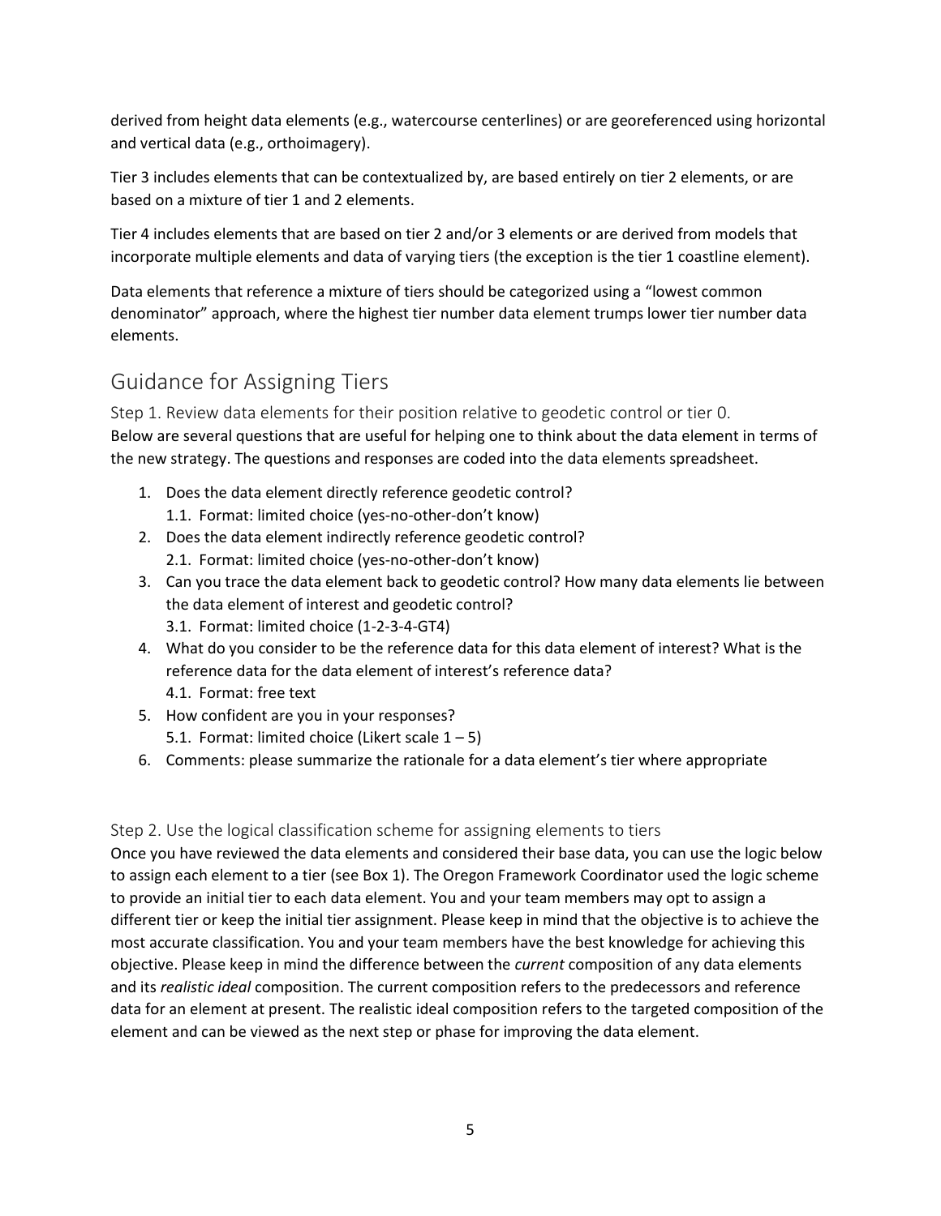derived from height data elements (e.g., watercourse centerlines) or are georeferenced using horizontal and vertical data (e.g., orthoimagery).

Tier 3 includes elements that can be contextualized by, are based entirely on tier 2 elements, or are based on a mixture of tier 1 and 2 elements.

Tier 4 includes elements that are based on tier 2 and/or 3 elements or are derived from models that incorporate multiple elements and data of varying tiers (the exception is the tier 1 coastline element).

Data elements that reference a mixture of tiers should be categorized using a "lowest common denominator" approach, where the highest tier number data element trumps lower tier number data elements.

## Guidance for Assigning Tiers

### Step 1. Review data elements for their position relative to geodetic control or tier 0.

Below are several questions that are useful for helping one to think about the data element in terms of the new strategy. The questions and responses are coded into the data elements spreadsheet.

1. Does the data element directly reference geodetic control?
   1.1. Format: limited choice (yes-no-other-don't know)
2. Does the data element indirectly reference geodetic control?
   2.1. Format: limited choice (yes-no-other-don't know)
3. Can you trace the data element back to geodetic control? How many data elements lie between the data element of interest and geodetic control?
   3.1. Format: limited choice (1-2-3-4-GT4)
4. What do you consider to be the reference data for this data element of interest? What is the reference data for the data element of interest's reference data?
   4.1. Format: free text
5. How confident are you in your responses?
   5.1. Format: limited choice (Likert scale 1 – 5)
6. Comments: please summarize the rationale for a data element's tier where appropriate

### Step 2. Use the logical classification scheme for assigning elements to tiers

Once you have reviewed the data elements and considered their base data, you can use the logic below to assign each element to a tier (see Box 1). The Oregon Framework Coordinator used the logic scheme to provide an initial tier to each data element. You and your team members may opt to assign a different tier or keep the initial tier assignment. Please keep in mind that the objective is to achieve the most accurate classification. You and your team members have the best knowledge for achieving this objective. Please keep in mind the difference between the *current* composition of any data elements and its *realistic ideal* composition. The current composition refers to the predecessors and reference data for an element at present. The realistic ideal composition refers to the targeted composition of the element and can be viewed as the next step or phase for improving the data element.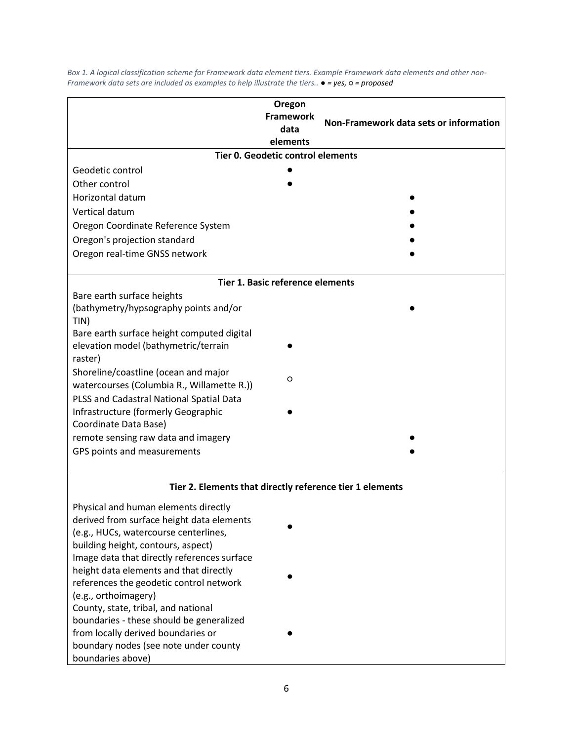*Box 1. A logical classification scheme for Framework data element tiers. Example Framework data elements and other non-Framework data sets are included as examples to help illustrate the tiers.. ● = yes, ○ = proposed*

| | Oregon Framework data elements | Non-Framework data sets or information |
|---|---|---|
| **Tier 0. Geodetic control elements** | | |
| Geodetic control | ● | |
| Other control | ● | |
| Horizontal datum | | ● |
| Vertical datum | | ● |
| Oregon Coordinate Reference System | | ● |
| Oregon's projection standard | | ● |
| Oregon real-time GNSS network | | ● |
| **Tier 1. Basic reference elements** | | |
| Bare earth surface heights (bathymetry/hypsography points and/or TIN) | | ● |
| Bare earth surface height computed digital elevation model (bathymetric/terrain raster) | ● | |
| Shoreline/coastline (ocean and major watercourses (Columbia R., Willamette R.)) | ○ | |
| PLSS and Cadastral National Spatial Data Infrastructure (formerly Geographic Coordinate Data Base) | ● | |
| remote sensing raw data and imagery | | ● |
| GPS points and measurements | | ● |
| **Tier 2. Elements that directly reference tier 1 elements** | | |
| Physical and human elements directly derived from surface height data elements (e.g., HUCs, watercourse centerlines, building height, contours, aspect) | ● | |
| Image data that directly references surface height data elements and that directly references the geodetic control network (e.g., orthoimagery) | ● | |
| County, state, tribal, and national boundaries - these should be generalized from locally derived boundaries or boundary nodes (see note under county boundaries above) | ● | |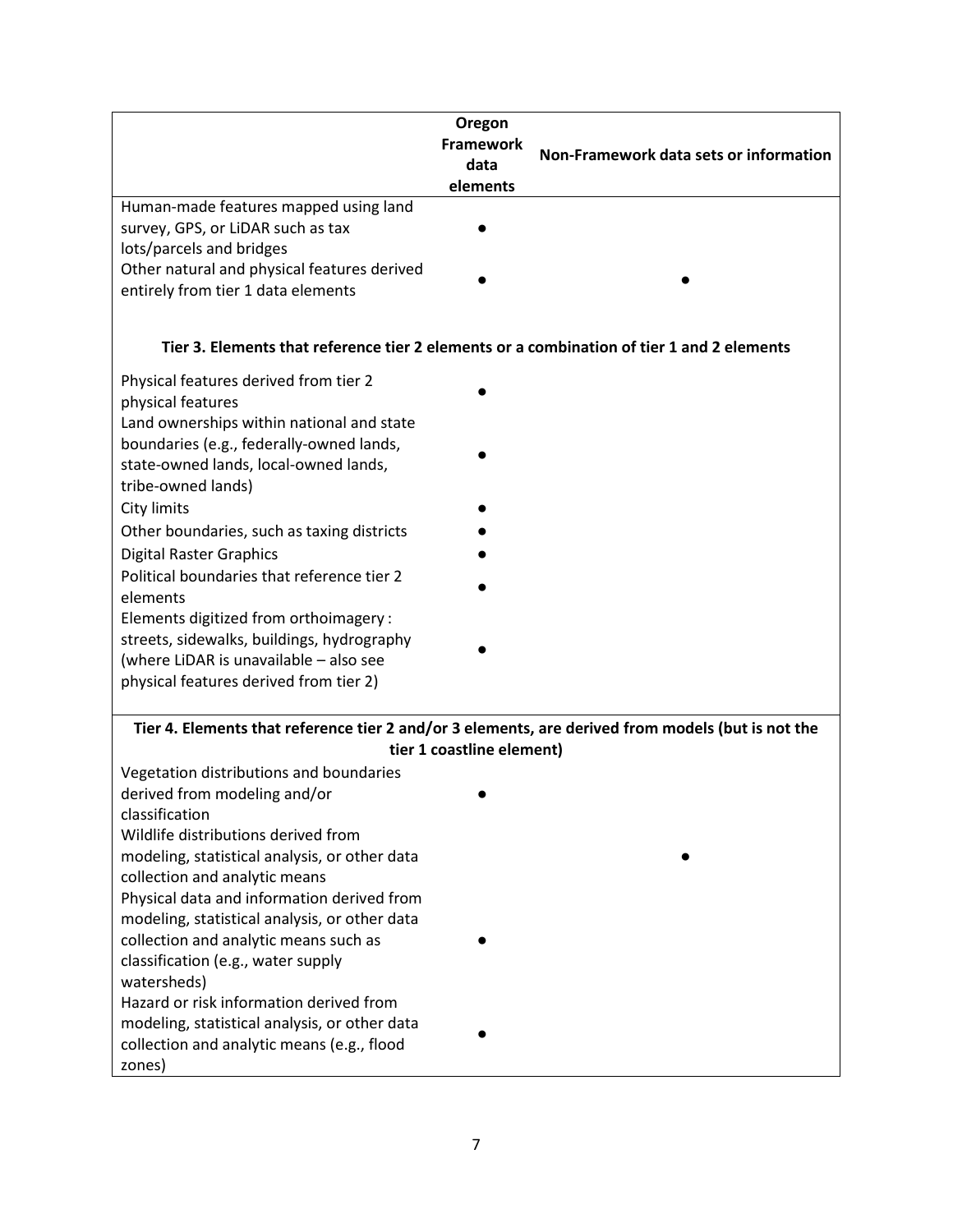| | Oregon Framework data elements | Non-Framework data sets or information |
|---|---|---|
| Human-made features mapped using land survey, GPS, or LiDAR such as tax lots/parcels and bridges | ● | |
| Other natural and physical features derived entirely from tier 1 data elements | ● | ● |
| **Tier 3. Elements that reference tier 2 elements or a combination of tier 1 and 2 elements** | | |
| Physical features derived from tier 2 physical features | ● | |
| Land ownerships within national and state boundaries (e.g., federally-owned lands, state-owned lands, local-owned lands, tribe-owned lands) | ● | |
| City limits | ● | |
| Other boundaries, such as taxing districts | ● | |
| Digital Raster Graphics | ● | |
| Political boundaries that reference tier 2 elements | ● | |
| Elements digitized from orthoimagery : streets, sidewalks, buildings, hydrography (where LiDAR is unavailable – also see physical features derived from tier 2) | ● | |
| **Tier 4. Elements that reference tier 2 and/or 3 elements, are derived from models (but is not the tier 1 coastline element)** | | |
| Vegetation distributions and boundaries derived from modeling and/or classification | ● | |
| Wildlife distributions derived from modeling, statistical analysis, or other data collection and analytic means | | ● |
| Physical data and information derived from modeling, statistical analysis, or other data collection and analytic means such as classification (e.g., water supply watersheds) | ● | |
| Hazard or risk information derived from modeling, statistical analysis, or other data collection and analytic means (e.g., flood zones) | ● | |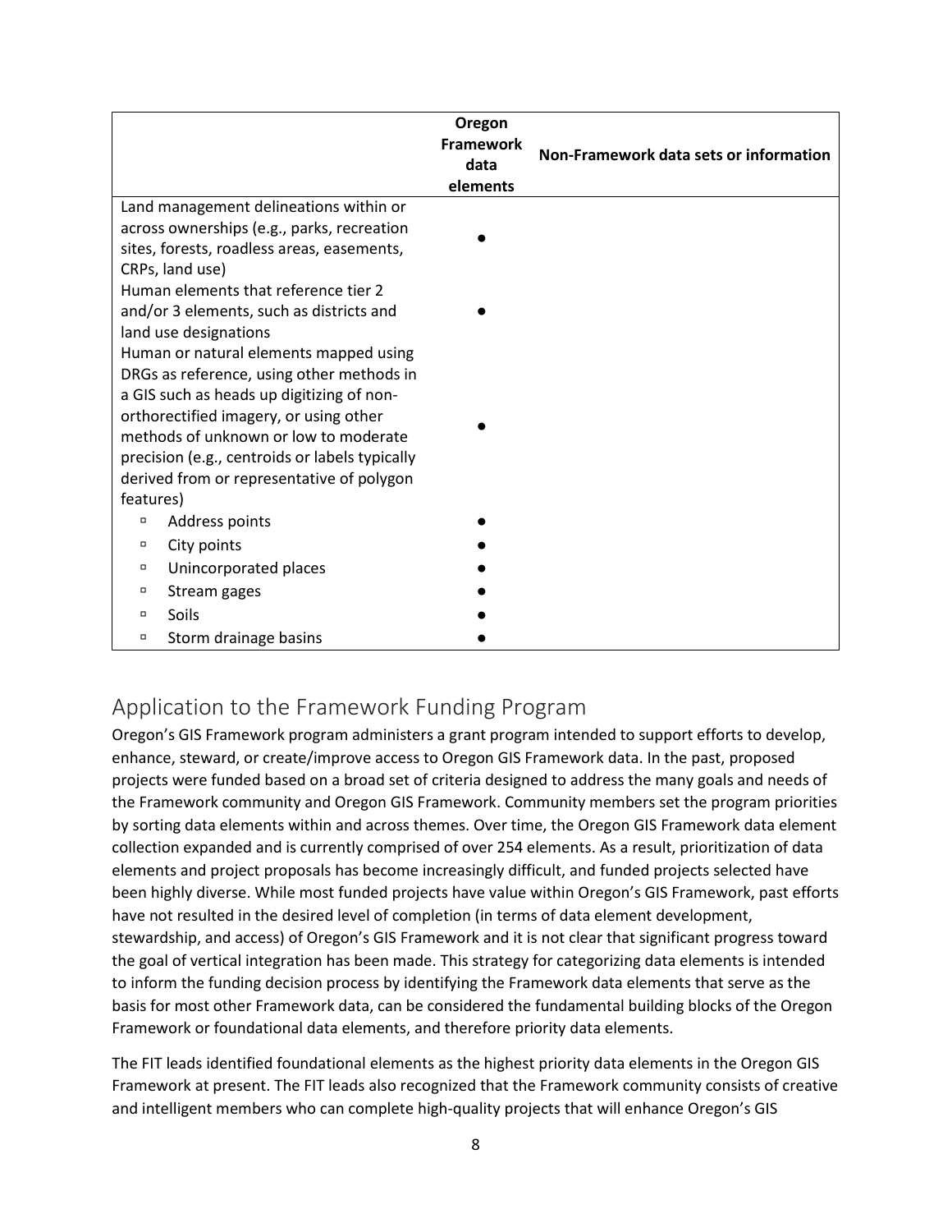| | Oregon Framework data elements | Non-Framework data sets or information |
|---|---|---|
| Land management delineations within or across ownerships (e.g., parks, recreation sites, forests, roadless areas, easements, CRPs, land use) | ● | |
| Human elements that reference tier 2 and/or 3 elements, such as districts and land use designations | ● | |
| Human or natural elements mapped using DRGs as reference, using other methods in a GIS such as heads up digitizing of non-orthorectified imagery, or using other methods of unknown or low to moderate precision (e.g., centroids or labels typically derived from or representative of polygon features) | ● | |
| ▫ Address points | ● | |
| ▫ City points | ● | |
| ▫ Unincorporated places | ● | |
| ▫ Stream gages | ● | |
| ▫ Soils | ● | |
| ▫ Storm drainage basins | ● | |

## Application to the Framework Funding Program

Oregon's GIS Framework program administers a grant program intended to support efforts to develop, enhance, steward, or create/improve access to Oregon GIS Framework data. In the past, proposed projects were funded based on a broad set of criteria designed to address the many goals and needs of the Framework community and Oregon GIS Framework. Community members set the program priorities by sorting data elements within and across themes. Over time, the Oregon GIS Framework data element collection expanded and is currently comprised of over 254 elements. As a result, prioritization of data elements and project proposals has become increasingly difficult, and funded projects selected have been highly diverse. While most funded projects have value within Oregon's GIS Framework, past efforts have not resulted in the desired level of completion (in terms of data element development, stewardship, and access) of Oregon's GIS Framework and it is not clear that significant progress toward the goal of vertical integration has been made. This strategy for categorizing data elements is intended to inform the funding decision process by identifying the Framework data elements that serve as the basis for most other Framework data, can be considered the fundamental building blocks of the Oregon Framework or foundational data elements, and therefore priority data elements.

The FIT leads identified foundational elements as the highest priority data elements in the Oregon GIS Framework at present. The FIT leads also recognized that the Framework community consists of creative and intelligent members who can complete high-quality projects that will enhance Oregon's GIS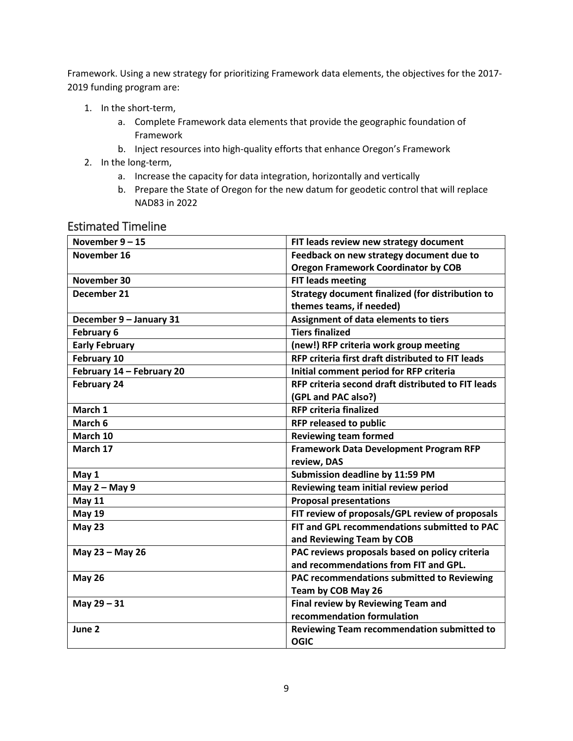Framework. Using a new strategy for prioritizing Framework data elements, the objectives for the 2017-2019 funding program are:

1. In the short-term,
   a. Complete Framework data elements that provide the geographic foundation of Framework
   b. Inject resources into high-quality efforts that enhance Oregon's Framework
2. In the long-term,
   a. Increase the capacity for data integration, horizontally and vertically
   b. Prepare the State of Oregon for the new datum for geodetic control that will replace NAD83 in 2022

## Estimated Timeline

| **November 9 – 15** | **FIT leads review new strategy document** |
|---|---|
| **November 16** | **Feedback on new strategy document due to Oregon Framework Coordinator by COB** |
| **November 30** | **FIT leads meeting** |
| **December 21** | **Strategy document finalized (for distribution to themes teams, if needed)** |
| **December 9 – January 31** | **Assignment of data elements to tiers** |
| **February 6** | **Tiers finalized** |
| **Early February** | **(new!) RFP criteria work group meeting** |
| **February 10** | **RFP criteria first draft distributed to FIT leads** |
| **February 14 – February 20** | **Initial comment period for RFP criteria** |
| **February 24** | **RFP criteria second draft distributed to FIT leads (GPL and PAC also?)** |
| **March 1** | **RFP criteria finalized** |
| **March 6** | **RFP released to public** |
| **March 10** | **Reviewing team formed** |
| **March 17** | **Framework Data Development Program RFP review, DAS** |
| **May 1** | **Submission deadline by 11:59 PM** |
| **May 2 – May 9** | **Reviewing team initial review period** |
| **May 11** | **Proposal presentations** |
| **May 19** | **FIT review of proposals/GPL review of proposals** |
| **May 23** | **FIT and GPL recommendations submitted to PAC and Reviewing Team by COB** |
| **May 23 – May 26** | **PAC reviews proposals based on policy criteria and recommendations from FIT and GPL.** |
| **May 26** | **PAC recommendations submitted to Reviewing Team by COB May 26** |
| **May 29 – 31** | **Final review by Reviewing Team and recommendation formulation** |
| **June 2** | **Reviewing Team recommendation submitted to OGIC** |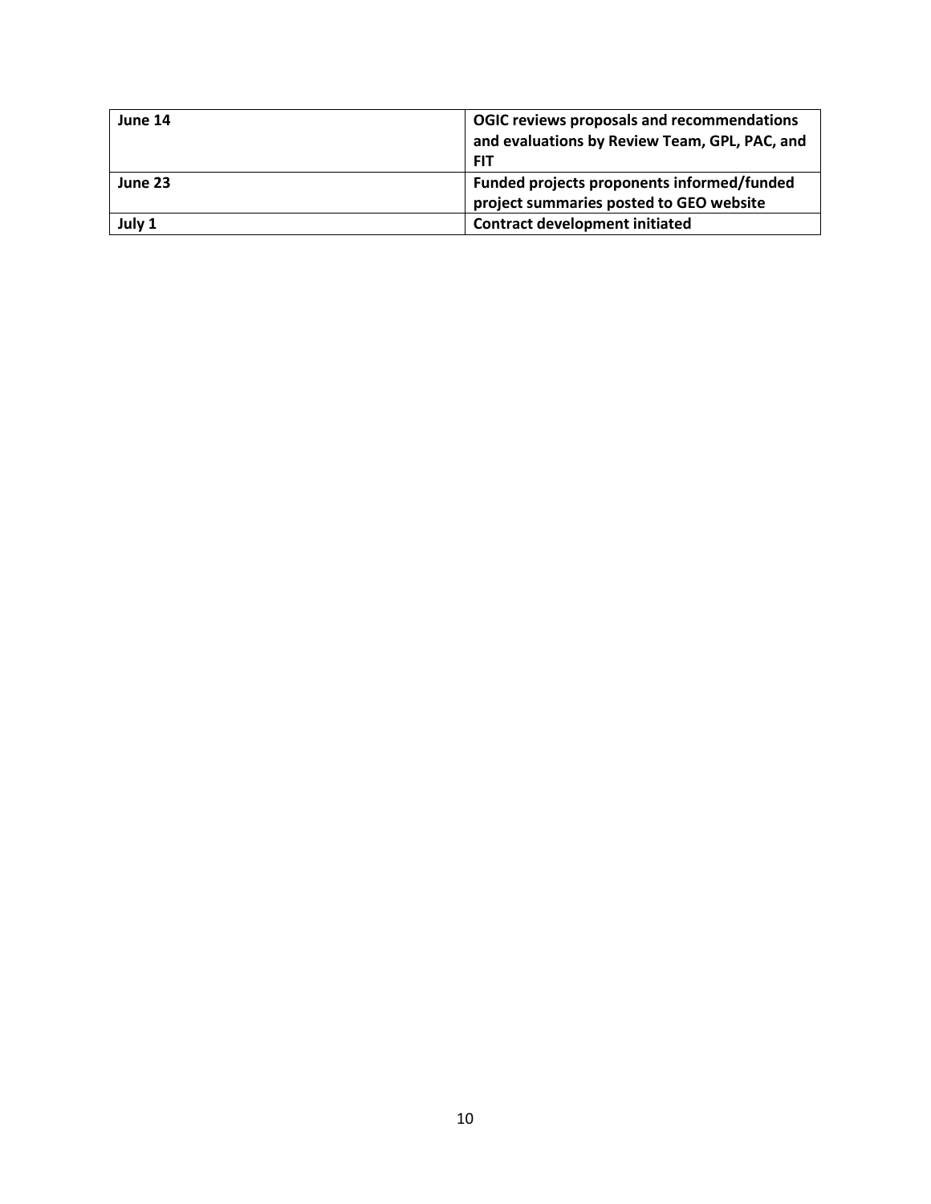| **June 14** | **OGIC reviews proposals and recommendations and evaluations by Review Team, GPL, PAC, and FIT** |
|---|---|
| **June 23** | **Funded projects proponents informed/funded project summaries posted to GEO website** |
| **July 1** | **Contract development initiated** |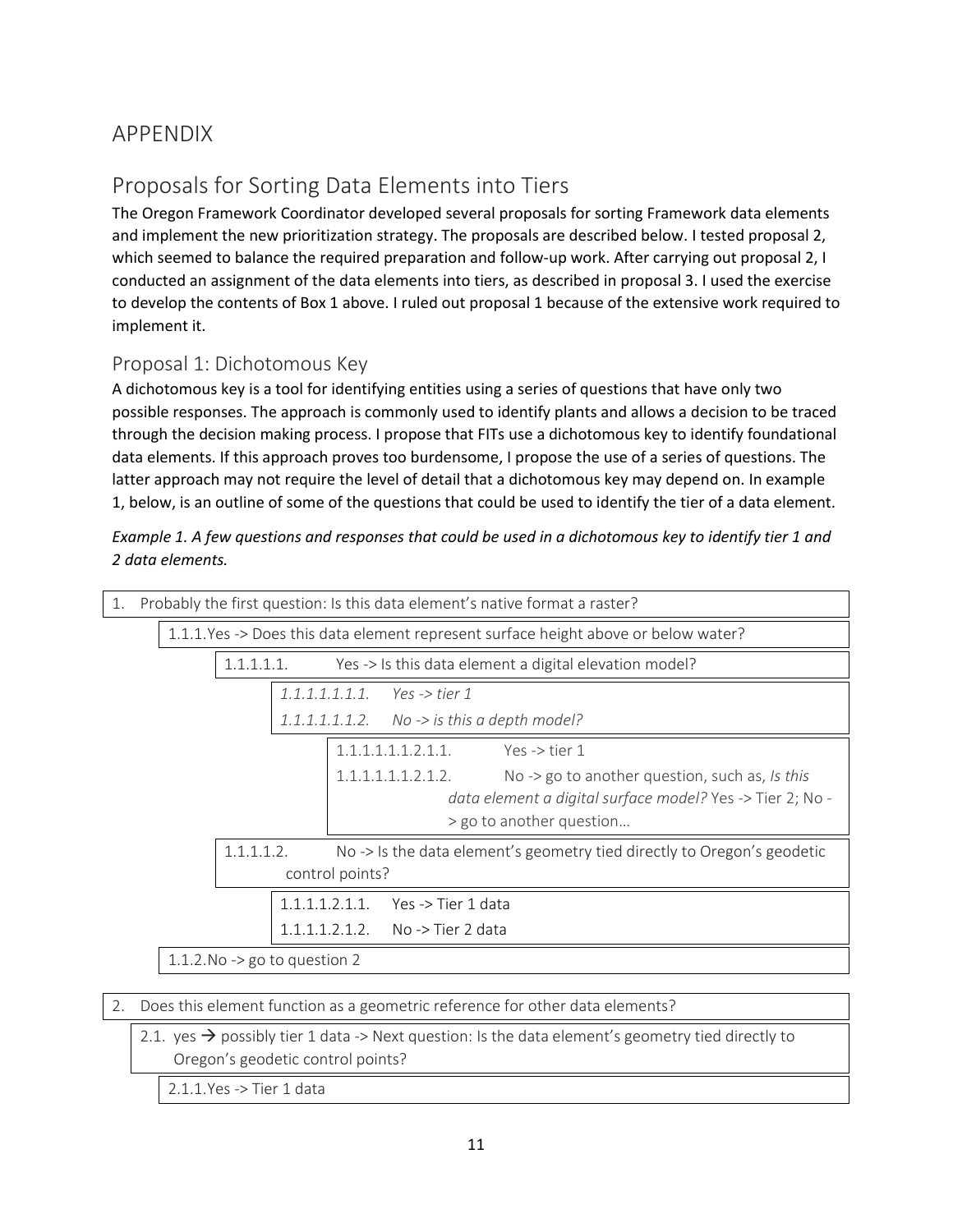# APPENDIX

## Proposals for Sorting Data Elements into Tiers

The Oregon Framework Coordinator developed several proposals for sorting Framework data elements and implement the new prioritization strategy. The proposals are described below. I tested proposal 2, which seemed to balance the required preparation and follow-up work. After carrying out proposal 2, I conducted an assignment of the data elements into tiers, as described in proposal 3. I used the exercise to develop the contents of Box 1 above. I ruled out proposal 1 because of the extensive work required to implement it.

### Proposal 1: Dichotomous Key

A dichotomous key is a tool for identifying entities using a series of questions that have only two possible responses. The approach is commonly used to identify plants and allows a decision to be traced through the decision making process. I propose that FITs use a dichotomous key to identify foundational data elements. If this approach proves too burdensome, I propose the use of a series of questions. The latter approach may not require the level of detail that a dichotomous key may depend on. In example 1, below, is an outline of some of the questions that could be used to identify the tier of a data element.

*Example 1. A few questions and responses that could be used in a dichotomous key to identify tier 1 and 2 data elements.*

1. Probably the first question: Is this data element's native format a raster?
    - 1.1.1. Yes -> Does this data element represent surface height above or below water?
        - 1.1.1.1.1. Yes -> Is this data element a digital elevation model?
            - *1.1.1.1.1.1.1. Yes -> tier 1*
            - *1.1.1.1.1.1.2. No -> is this a depth model?*
                - 1.1.1.1.1.1.1.2.1.1. Yes -> tier 1
                - 1.1.1.1.1.1.1.2.1.2. No -> go to another question, such as, *Is this data element a digital surface model?* Yes -> Tier 2; No -> go to another question…
        - 1.1.1.1.2. No -> Is the data element's geometry tied directly to Oregon's geodetic control points?
            - 1.1.1.1.2.1.1. Yes -> Tier 1 data
            - 1.1.1.1.2.1.2. No -> Tier 2 data
    - 1.1.2. No -> go to question 2
2. Does this element function as a geometric reference for other data elements?
    - 2.1. yes → possibly tier 1 data -> Next question: Is the data element's geometry tied directly to Oregon's geodetic control points?
        - 2.1.1. Yes -> Tier 1 data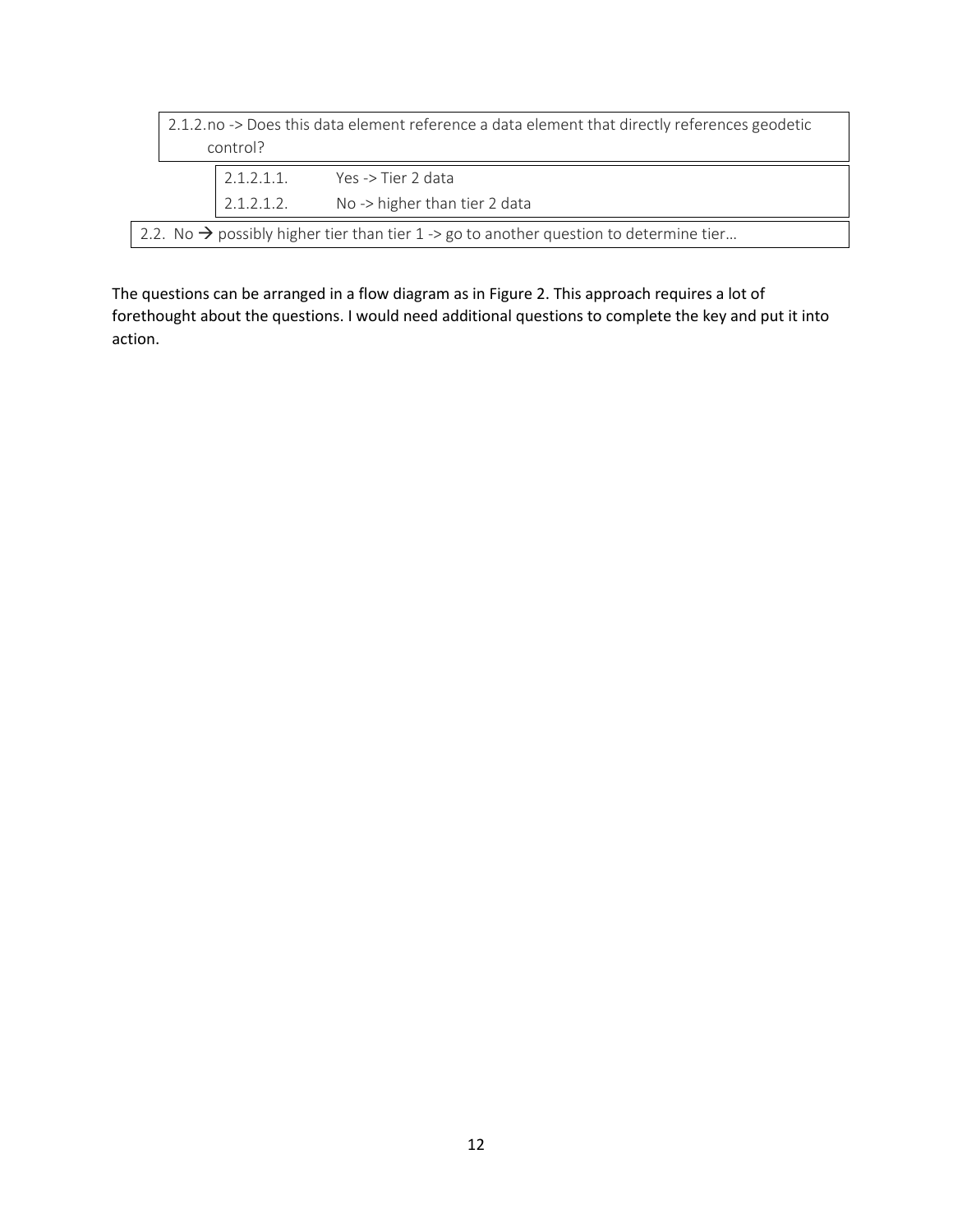2.1.2.no -> Does this data element reference a data element that directly references geodetic control?

- 2.1.2.1.1. Yes -> Tier 2 data
- 2.1.2.1.2. No -> higher than tier 2 data

2.2. No → possibly higher tier than tier 1 -> go to another question to determine tier…

The questions can be arranged in a flow diagram as in Figure 2. This approach requires a lot of forethought about the questions. I would need additional questions to complete the key and put it into action.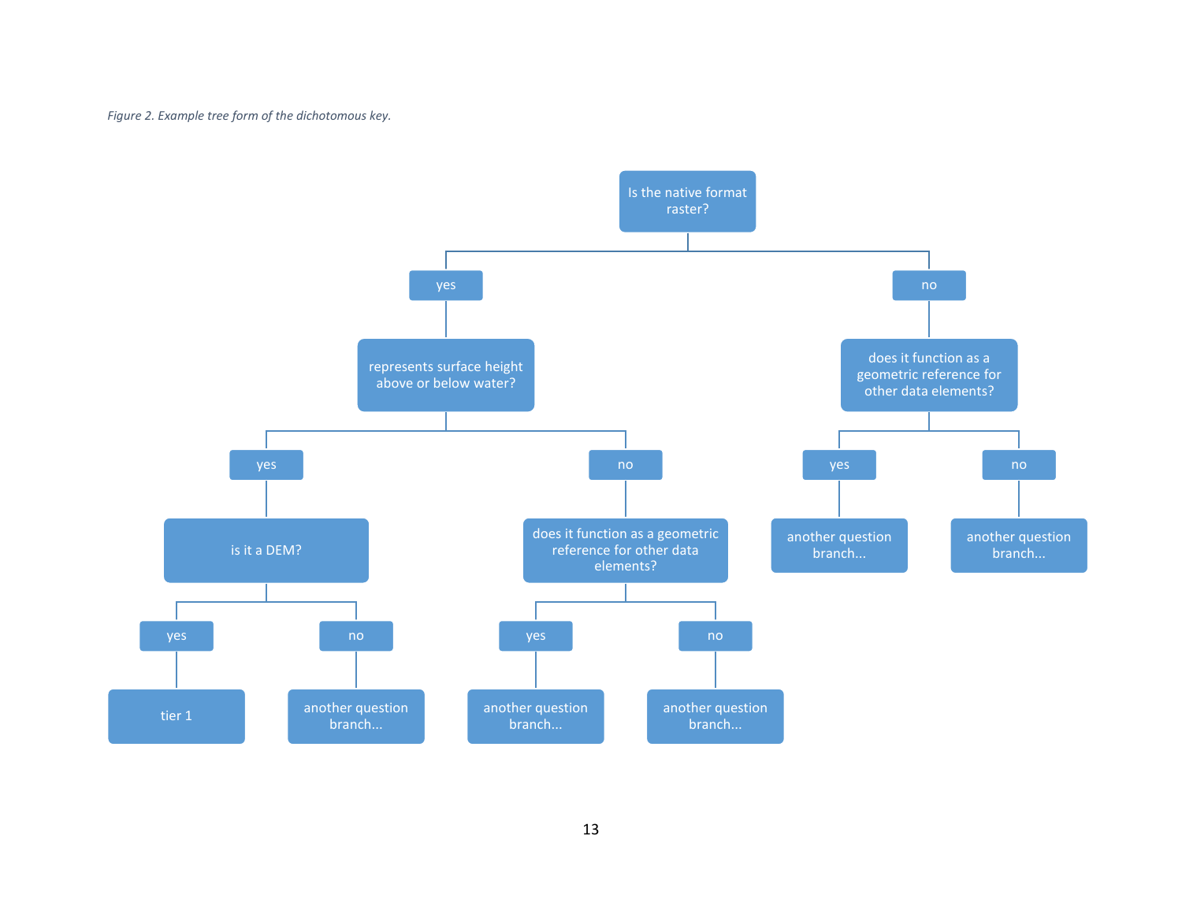*Figure 2. Example tree form of the dichotomous key.*

- Is the native format raster?
  - yes
    - represents surface height above or below water?
      - yes
        - is it a DEM?
          - yes
            - tier 1
          - no
            - another question branch...
      - no
        - does it function as a geometric reference for other data elements?
          - yes
            - another question branch...
          - no
            - another question branch...
  - no
    - does it function as a geometric reference for other data elements?
      - yes
        - another question branch...
      - no
        - another question branch...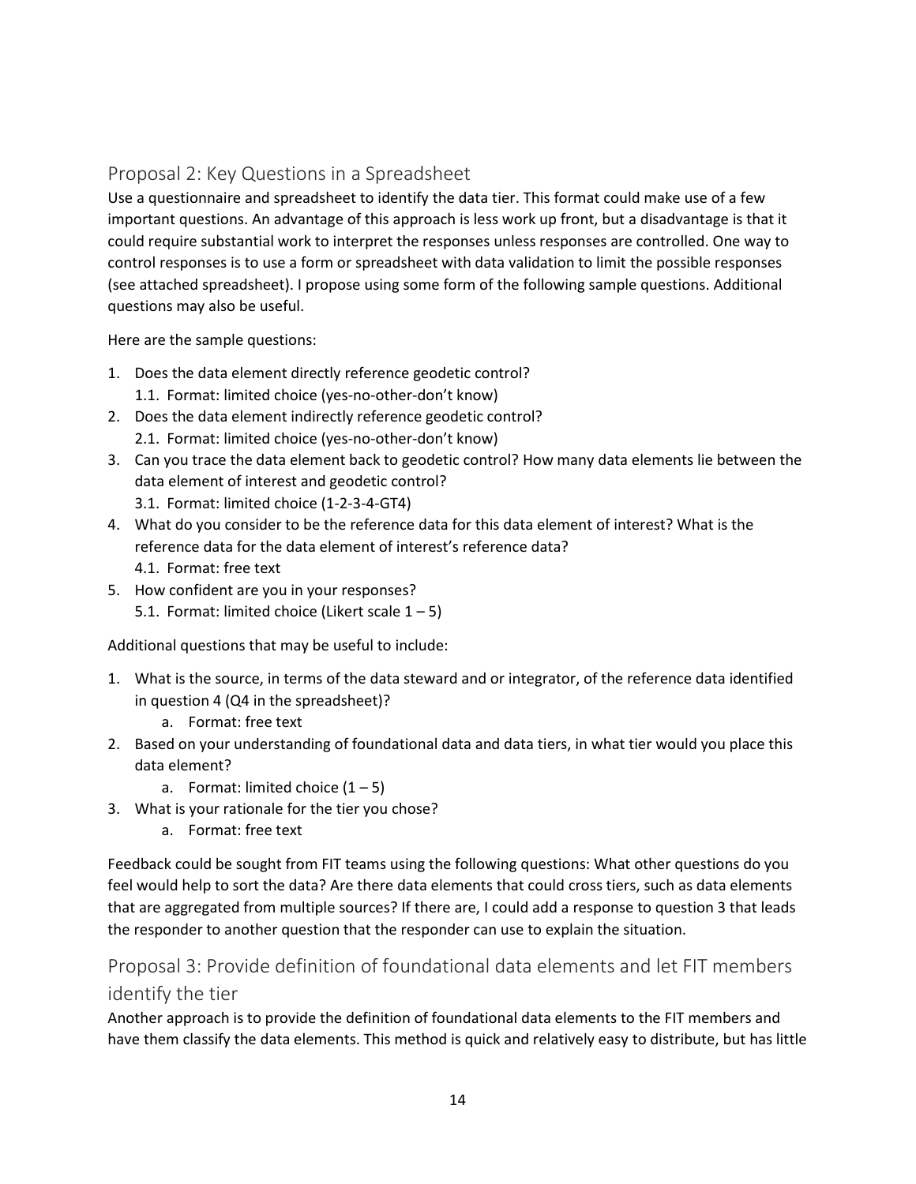## Proposal 2: Key Questions in a Spreadsheet

Use a questionnaire and spreadsheet to identify the data tier. This format could make use of a few important questions. An advantage of this approach is less work up front, but a disadvantage is that it could require substantial work to interpret the responses unless responses are controlled. One way to control responses is to use a form or spreadsheet with data validation to limit the possible responses (see attached spreadsheet). I propose using some form of the following sample questions. Additional questions may also be useful.

Here are the sample questions:

1. Does the data element directly reference geodetic control?
   1.1. Format: limited choice (yes-no-other-don't know)
2. Does the data element indirectly reference geodetic control?
   2.1. Format: limited choice (yes-no-other-don't know)
3. Can you trace the data element back to geodetic control? How many data elements lie between the data element of interest and geodetic control?
   3.1. Format: limited choice (1-2-3-4-GT4)
4. What do you consider to be the reference data for this data element of interest? What is the reference data for the data element of interest's reference data?
   4.1. Format: free text
5. How confident are you in your responses?
   5.1. Format: limited choice (Likert scale 1 – 5)

Additional questions that may be useful to include:

1. What is the source, in terms of the data steward and or integrator, of the reference data identified in question 4 (Q4 in the spreadsheet)?
   a. Format: free text
2. Based on your understanding of foundational data and data tiers, in what tier would you place this data element?
   a. Format: limited choice (1 – 5)
3. What is your rationale for the tier you chose?
   a. Format: free text

Feedback could be sought from FIT teams using the following questions: What other questions do you feel would help to sort the data? Are there data elements that could cross tiers, such as data elements that are aggregated from multiple sources? If there are, I could add a response to question 3 that leads the responder to another question that the responder can use to explain the situation.

## Proposal 3: Provide definition of foundational data elements and let FIT members identify the tier

Another approach is to provide the definition of foundational data elements to the FIT members and have them classify the data elements. This method is quick and relatively easy to distribute, but has little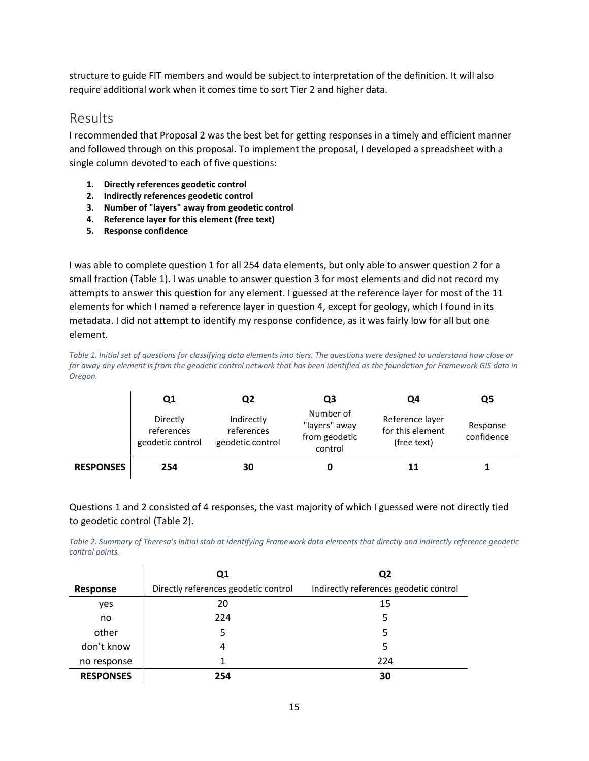structure to guide FIT members and would be subject to interpretation of the definition. It will also require additional work when it comes time to sort Tier 2 and higher data.

## Results

I recommended that Proposal 2 was the best bet for getting responses in a timely and efficient manner and followed through on this proposal. To implement the proposal, I developed a spreadsheet with a single column devoted to each of five questions:

1. **Directly references geodetic control**
2. **Indirectly references geodetic control**
3. **Number of "layers" away from geodetic control**
4. **Reference layer for this element (free text)**
5. **Response confidence**

I was able to complete question 1 for all 254 data elements, but only able to answer question 2 for a small fraction (Table 1). I was unable to answer question 3 for most elements and did not record my attempts to answer this question for any element. I guessed at the reference layer for most of the 11 elements for which I named a reference layer in question 4, except for geology, which I found in its metadata. I did not attempt to identify my response confidence, as it was fairly low for all but one element.

*Table 1. Initial set of questions for classifying data elements into tiers. The questions were designed to understand how close or far away any element is from the geodetic control network that has been identified as the foundation for Framework GIS data in Oregon.*

| | **Q1** | **Q2** | **Q3** | **Q4** | **Q5** |
|---|---|---|---|---|---|
| | Directly references geodetic control | Indirectly references geodetic control | Number of "layers" away from geodetic control | Reference layer for this element (free text) | Response confidence |
| **RESPONSES** | **254** | **30** | **0** | **11** | **1** |

Questions 1 and 2 consisted of 4 responses, the vast majority of which I guessed were not directly tied to geodetic control (Table 2).

*Table 2. Summary of Theresa's initial stab at identifying Framework data elements that directly and indirectly reference geodetic control points.*

| | **Q1** | **Q2** |
|---|---|---|
| **Response** | Directly references geodetic control | Indirectly references geodetic control |
| yes | 20 | 15 |
| no | 224 | 5 |
| other | 5 | 5 |
| don't know | 4 | 5 |
| no response | 1 | 224 |
| **RESPONSES** | **254** | **30** |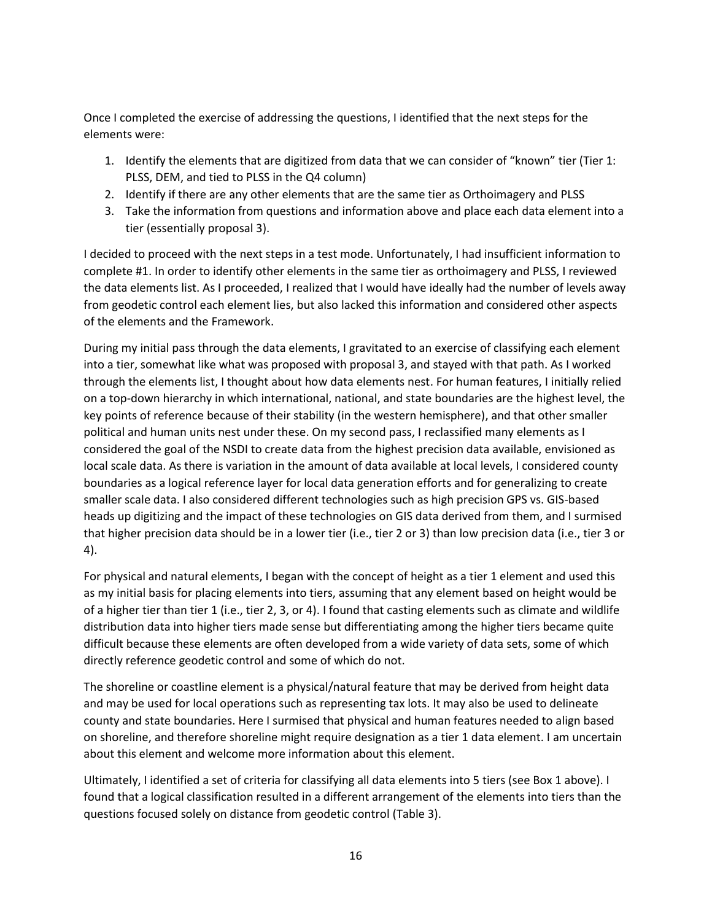Once I completed the exercise of addressing the questions, I identified that the next steps for the elements were:

1. Identify the elements that are digitized from data that we can consider of "known" tier (Tier 1: PLSS, DEM, and tied to PLSS in the Q4 column)
2. Identify if there are any other elements that are the same tier as Orthoimagery and PLSS
3. Take the information from questions and information above and place each data element into a tier (essentially proposal 3).

I decided to proceed with the next steps in a test mode. Unfortunately, I had insufficient information to complete #1. In order to identify other elements in the same tier as orthoimagery and PLSS, I reviewed the data elements list. As I proceeded, I realized that I would have ideally had the number of levels away from geodetic control each element lies, but also lacked this information and considered other aspects of the elements and the Framework.

During my initial pass through the data elements, I gravitated to an exercise of classifying each element into a tier, somewhat like what was proposed with proposal 3, and stayed with that path. As I worked through the elements list, I thought about how data elements nest. For human features, I initially relied on a top-down hierarchy in which international, national, and state boundaries are the highest level, the key points of reference because of their stability (in the western hemisphere), and that other smaller political and human units nest under these. On my second pass, I reclassified many elements as I considered the goal of the NSDI to create data from the highest precision data available, envisioned as local scale data. As there is variation in the amount of data available at local levels, I considered county boundaries as a logical reference layer for local data generation efforts and for generalizing to create smaller scale data. I also considered different technologies such as high precision GPS vs. GIS-based heads up digitizing and the impact of these technologies on GIS data derived from them, and I surmised that higher precision data should be in a lower tier (i.e., tier 2 or 3) than low precision data (i.e., tier 3 or 4).

For physical and natural elements, I began with the concept of height as a tier 1 element and used this as my initial basis for placing elements into tiers, assuming that any element based on height would be of a higher tier than tier 1 (i.e., tier 2, 3, or 4). I found that casting elements such as climate and wildlife distribution data into higher tiers made sense but differentiating among the higher tiers became quite difficult because these elements are often developed from a wide variety of data sets, some of which directly reference geodetic control and some of which do not.

The shoreline or coastline element is a physical/natural feature that may be derived from height data and may be used for local operations such as representing tax lots. It may also be used to delineate county and state boundaries. Here I surmised that physical and human features needed to align based on shoreline, and therefore shoreline might require designation as a tier 1 data element. I am uncertain about this element and welcome more information about this element.

Ultimately, I identified a set of criteria for classifying all data elements into 5 tiers (see Box 1 above). I found that a logical classification resulted in a different arrangement of the elements into tiers than the questions focused solely on distance from geodetic control (Table 3).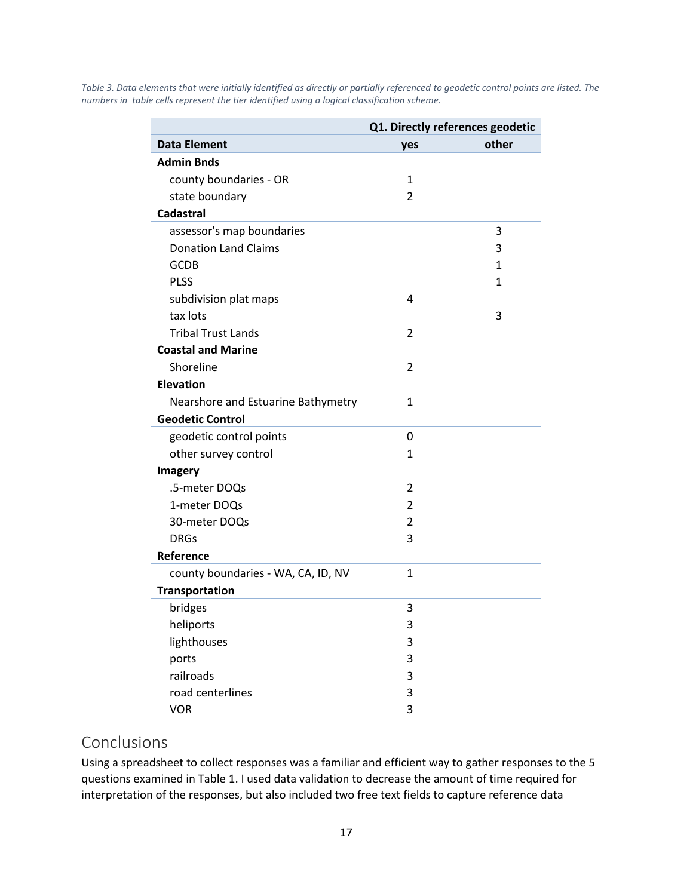*Table 3. Data elements that were initially identified as directly or partially referenced to geodetic control points are listed. The numbers in table cells represent the tier identified using a logical classification scheme.*

| | Q1. Directly references geodetic | |
|---|---|---|
| **Data Element** | **yes** | **other** |
| **Admin Bnds** | | |
| county boundaries - OR | 1 | |
| state boundary | 2 | |
| **Cadastral** | | |
| assessor's map boundaries | | 3 |
| Donation Land Claims | | 3 |
| GCDB | | 1 |
| PLSS | | 1 |
| subdivision plat maps | 4 | |
| tax lots | | 3 |
| Tribal Trust Lands | 2 | |
| **Coastal and Marine** | | |
| Shoreline | 2 | |
| **Elevation** | | |
| Nearshore and Estuarine Bathymetry | 1 | |
| **Geodetic Control** | | |
| geodetic control points | 0 | |
| other survey control | 1 | |
| **Imagery** | | |
| .5-meter DOQs | 2 | |
| 1-meter DOQs | 2 | |
| 30-meter DOQs | 2 | |
| DRGs | 3 | |
| **Reference** | | |
| county boundaries - WA, CA, ID, NV | 1 | |
| **Transportation** | | |
| bridges | 3 | |
| heliports | 3 | |
| lighthouses | 3 | |
| ports | 3 | |
| railroads | 3 | |
| road centerlines | 3 | |
| VOR | 3 | |

## Conclusions

Using a spreadsheet to collect responses was a familiar and efficient way to gather responses to the 5 questions examined in Table 1. I used data validation to decrease the amount of time required for interpretation of the responses, but also included two free text fields to capture reference data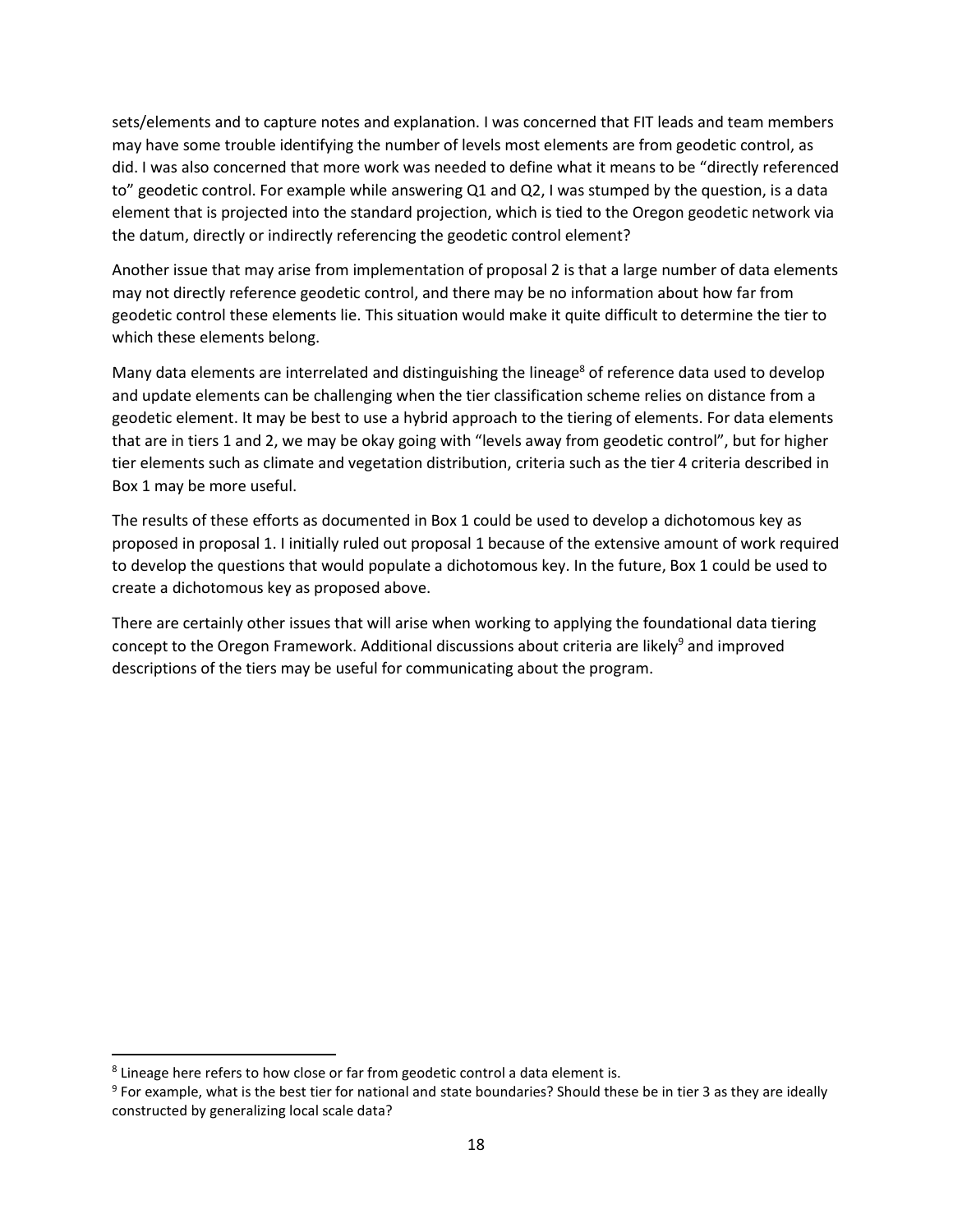sets/elements and to capture notes and explanation. I was concerned that FIT leads and team members may have some trouble identifying the number of levels most elements are from geodetic control, as did. I was also concerned that more work was needed to define what it means to be "directly referenced to" geodetic control. For example while answering Q1 and Q2, I was stumped by the question, is a data element that is projected into the standard projection, which is tied to the Oregon geodetic network via the datum, directly or indirectly referencing the geodetic control element?

Another issue that may arise from implementation of proposal 2 is that a large number of data elements may not directly reference geodetic control, and there may be no information about how far from geodetic control these elements lie. This situation would make it quite difficult to determine the tier to which these elements belong.

Many data elements are interrelated and distinguishing the lineage[8] of reference data used to develop and update elements can be challenging when the tier classification scheme relies on distance from a geodetic element. It may be best to use a hybrid approach to the tiering of elements. For data elements that are in tiers 1 and 2, we may be okay going with "levels away from geodetic control", but for higher tier elements such as climate and vegetation distribution, criteria such as the tier 4 criteria described in Box 1 may be more useful.

The results of these efforts as documented in Box 1 could be used to develop a dichotomous key as proposed in proposal 1. I initially ruled out proposal 1 because of the extensive amount of work required to develop the questions that would populate a dichotomous key. In the future, Box 1 could be used to create a dichotomous key as proposed above.

There are certainly other issues that will arise when working to applying the foundational data tiering concept to the Oregon Framework. Additional discussions about criteria are likely[9] and improved descriptions of the tiers may be useful for communicating about the program.

---

[8] Lineage here refers to how close or far from geodetic control a data element is.

[9] For example, what is the best tier for national and state boundaries? Should these be in tier 3 as they are ideally constructed by generalizing local scale data?